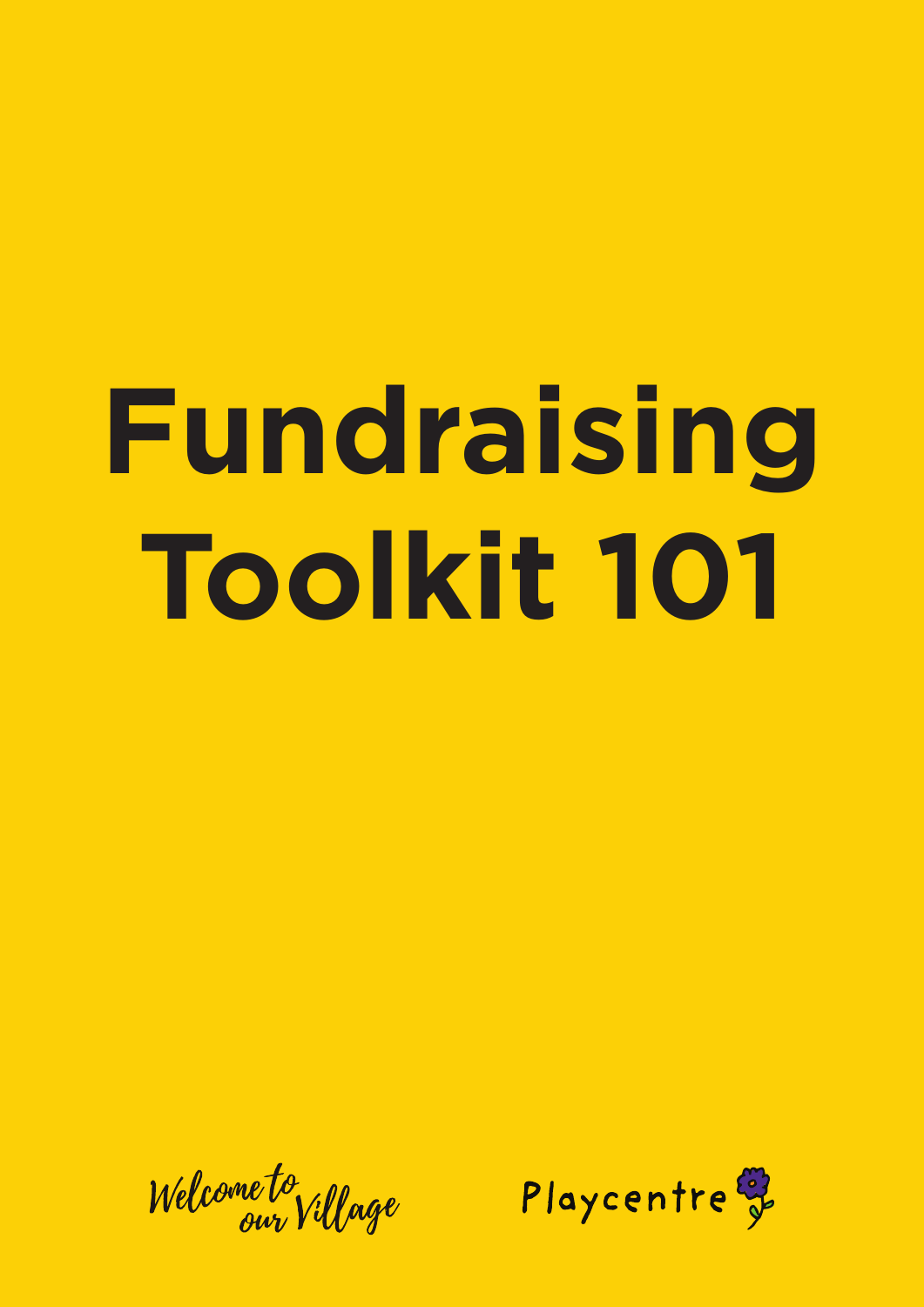# Fundraising Toolkit 101

Welcome to our Village

Playcentre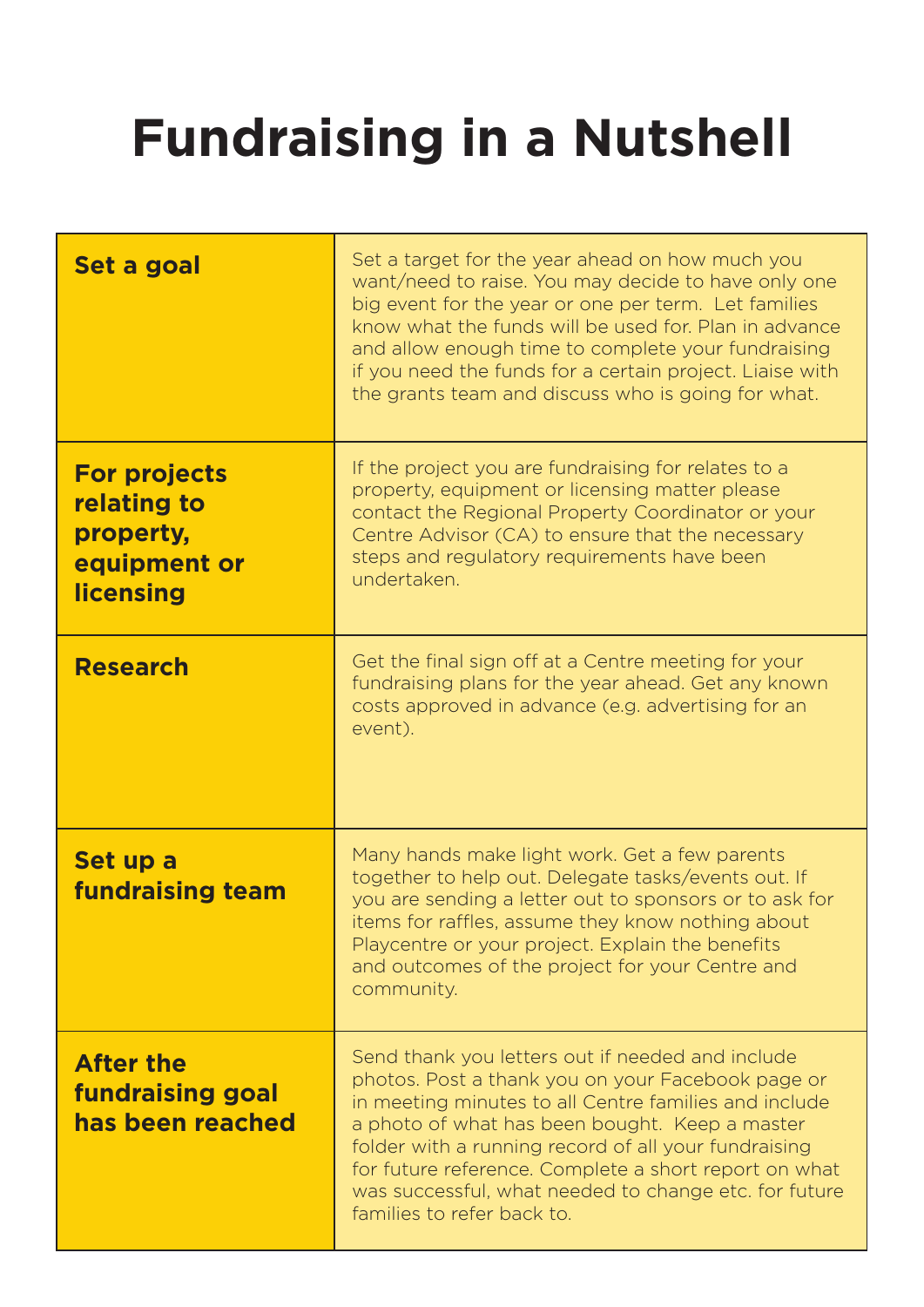# Fundraising in a Nutshell

| | |
|---|---|
| **Set a goal** | Set a target for the year ahead on how much you want/need to raise. You may decide to have only one big event for the year or one per term. Let families know what the funds will be used for. Plan in advance and allow enough time to complete your fundraising if you need the funds for a certain project. Liaise with the grants team and discuss who is going for what. |
| **For projects relating to property, equipment or licensing** | If the project you are fundraising for relates to a property, equipment or licensing matter please contact the Regional Property Coordinator or your Centre Advisor (CA) to ensure that the necessary steps and regulatory requirements have been undertaken. |
| **Research** | Get the final sign off at a Centre meeting for your fundraising plans for the year ahead. Get any known costs approved in advance (e.g. advertising for an event). |
| **Set up a fundraising team** | Many hands make light work. Get a few parents together to help out. Delegate tasks/events out. If you are sending a letter out to sponsors or to ask for items for raffles, assume they know nothing about Playcentre or your project. Explain the benefits and outcomes of the project for your Centre and community. |
| **After the fundraising goal has been reached** | Send thank you letters out if needed and include photos. Post a thank you on your Facebook page or in meeting minutes to all Centre families and include a photo of what has been bought. Keep a master folder with a running record of all your fundraising for future reference. Complete a short report on what was successful, what needed to change etc. for future families to refer back to. |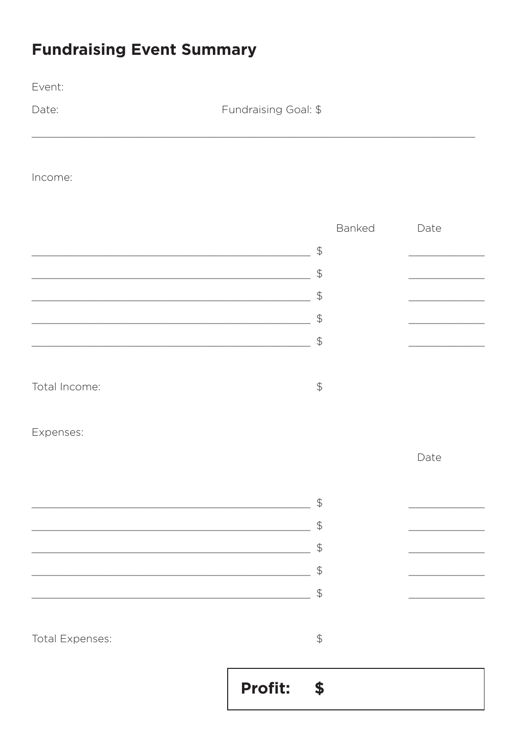# Fundraising Event Summary

Event:

Date: Fundraising Goal: $

---

Income:

| | | Banked | Date |
|---|---|---|---|
| ______________________________ | $ | | __________ |
| ______________________________ | $ | | __________ |
| ______________________________ | $ | | __________ |
| ______________________________ | $ | | __________ |
| ______________________________ | $ | | __________ |

Total Income: $

Expenses:

| | | Date |
|---|---|---|
| ______________________________ | $ | __________ |
| ______________________________ | $ | __________ |
| ______________________________ | $ | __________ |
| ______________________________ | $ | __________ |
| ______________________________ | $ | __________ |

Total Expenses: $

**Profit: $**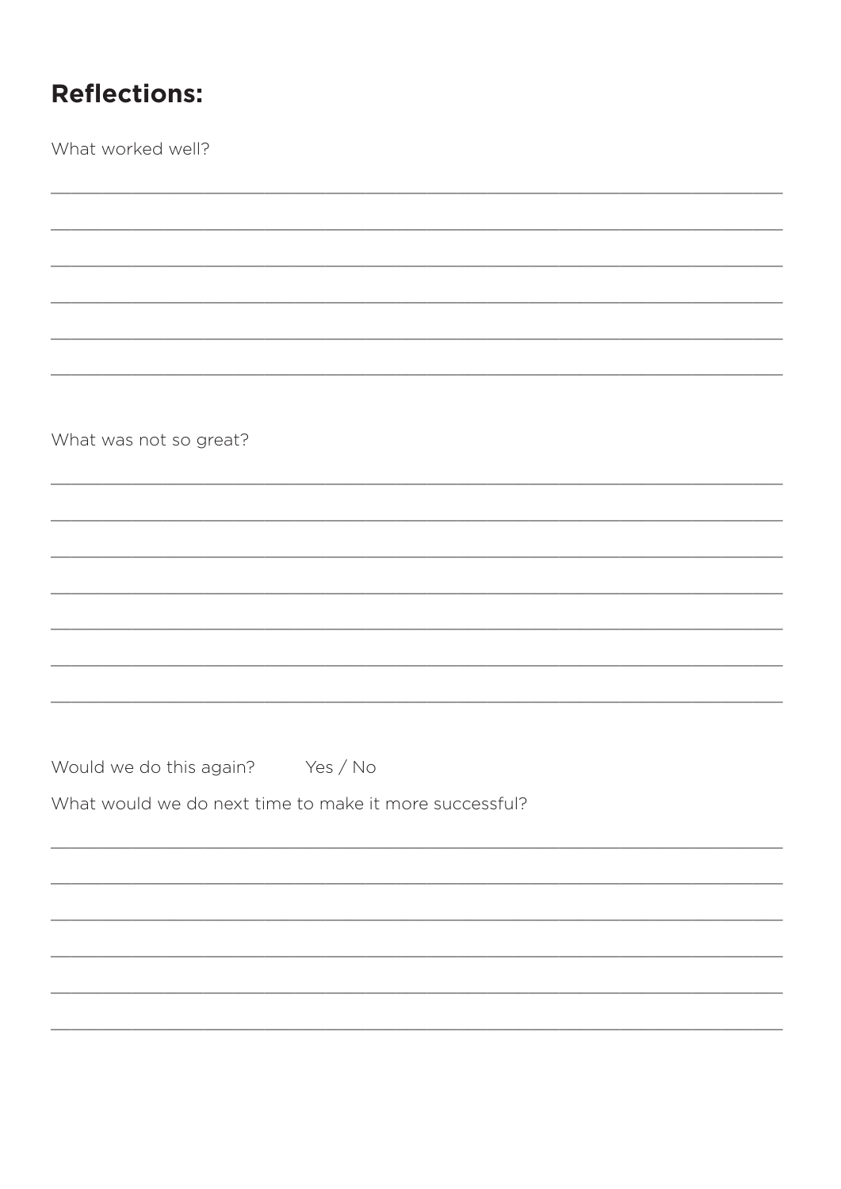## Reflections:

What worked well?

______________________________________________________________________

______________________________________________________________________

______________________________________________________________________

______________________________________________________________________

______________________________________________________________________

______________________________________________________________________

What was not so great?

______________________________________________________________________

______________________________________________________________________

______________________________________________________________________

______________________________________________________________________

______________________________________________________________________

______________________________________________________________________

______________________________________________________________________

Would we do this again?      Yes / No

What would we do next time to make it more successful?

______________________________________________________________________

______________________________________________________________________

______________________________________________________________________

______________________________________________________________________

______________________________________________________________________

______________________________________________________________________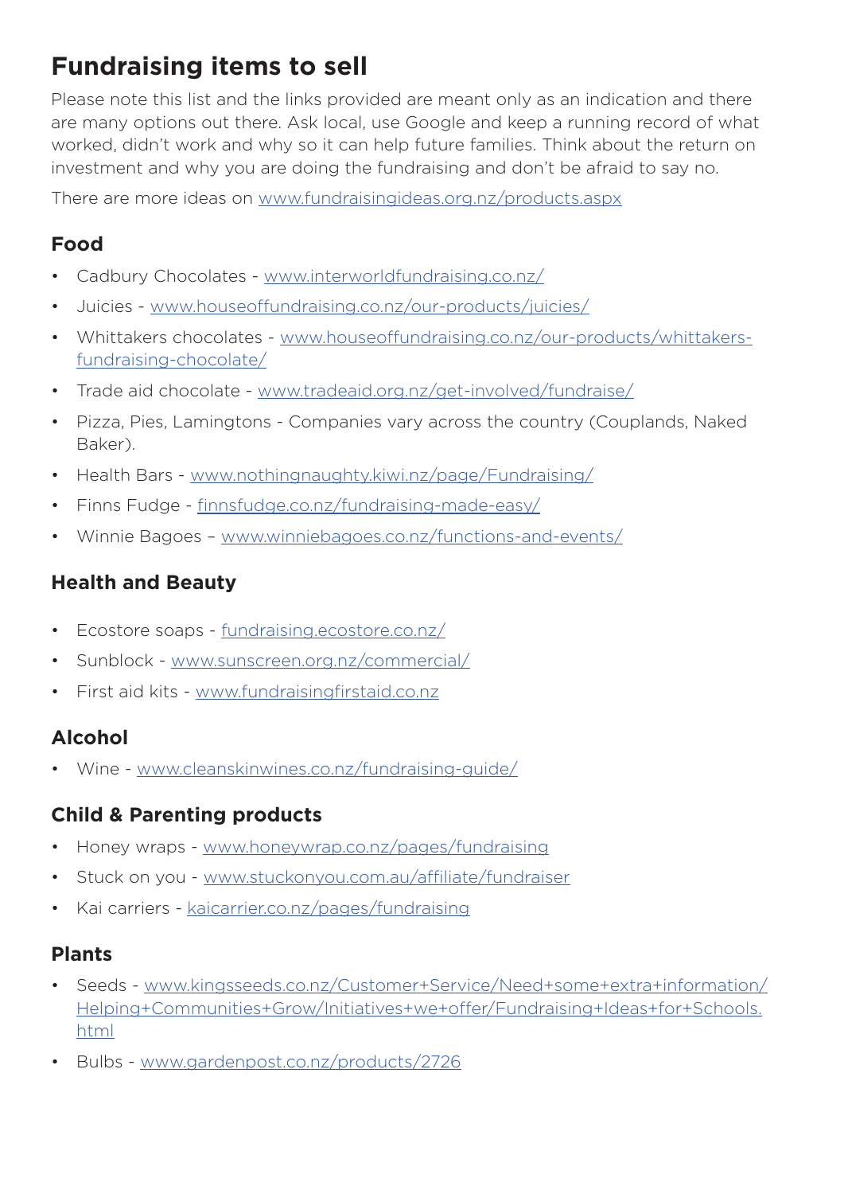# Fundraising items to sell

Please note this list and the links provided are meant only as an indication and there are many options out there. Ask local, use Google and keep a running record of what worked, didn't work and why so it can help future families. Think about the return on investment and why you are doing the fundraising and don't be afraid to say no.

There are more ideas on www.fundraisingideas.org.nz/products.aspx

## Food

- Cadbury Chocolates - www.interworldfundraising.co.nz/
- Juicies - www.houseoffundraising.co.nz/our-products/juicies/
- Whittakers chocolates - www.houseoffundraising.co.nz/our-products/whittakers-fundraising-chocolate/
- Trade aid chocolate - www.tradeaid.org.nz/get-involved/fundraise/
- Pizza, Pies, Lamingtons - Companies vary across the country (Couplands, Naked Baker).
- Health Bars - www.nothingnaughty.kiwi.nz/page/Fundraising/
- Finns Fudge - finnsfudge.co.nz/fundraising-made-easy/
- Winnie Bagoes – www.winniebagoes.co.nz/functions-and-events/

## Health and Beauty

- Ecostore soaps - fundraising.ecostore.co.nz/
- Sunblock - www.sunscreen.org.nz/commercial/
- First aid kits - www.fundraisingfirstaid.co.nz

## Alcohol

- Wine - www.cleanskinwines.co.nz/fundraising-guide/

## Child & Parenting products

- Honey wraps - www.honeywrap.co.nz/pages/fundraising
- Stuck on you - www.stuckonyou.com.au/affiliate/fundraiser
- Kai carriers - kaicarrier.co.nz/pages/fundraising

## Plants

- Seeds - www.kingsseeds.co.nz/Customer+Service/Need+some+extra+information/Helping+Communities+Grow/Initiatives+we+offer/Fundraising+Ideas+for+Schools.html
- Bulbs - www.gardenpost.co.nz/products/2726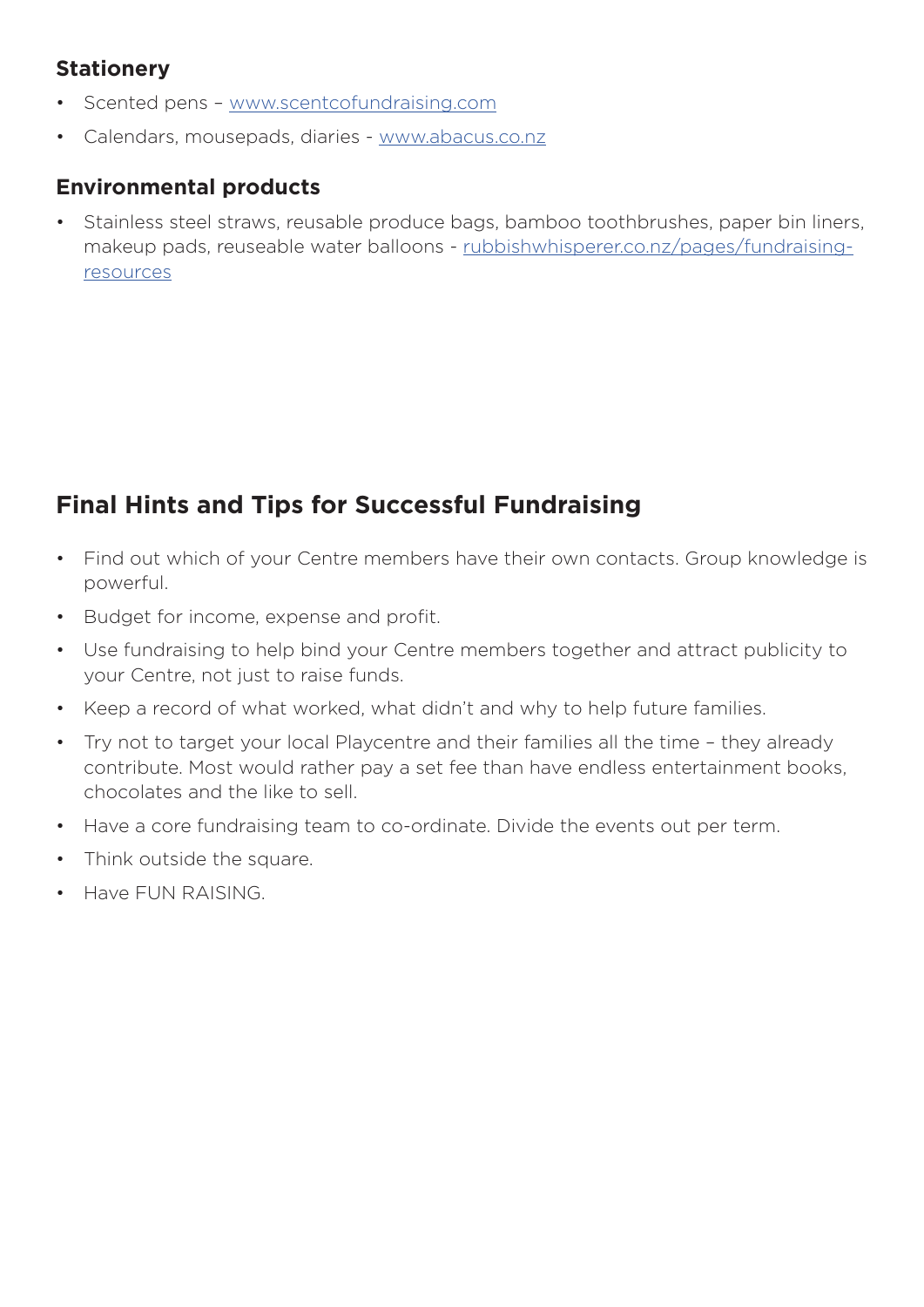### Stationery

- Scented pens – www.scentcofundraising.com
- Calendars, mousepads, diaries - www.abacus.co.nz

### Environmental products

- Stainless steel straws, reusable produce bags, bamboo toothbrushes, paper bin liners, makeup pads, reuseable water balloons - rubbishwhisperer.co.nz/pages/fundraising-resources

## Final Hints and Tips for Successful Fundraising

- Find out which of your Centre members have their own contacts. Group knowledge is powerful.
- Budget for income, expense and profit.
- Use fundraising to help bind your Centre members together and attract publicity to your Centre, not just to raise funds.
- Keep a record of what worked, what didn't and why to help future families.
- Try not to target your local Playcentre and their families all the time – they already contribute. Most would rather pay a set fee than have endless entertainment books, chocolates and the like to sell.
- Have a core fundraising team to co-ordinate. Divide the events out per term.
- Think outside the square.
- Have FUN RAISING.